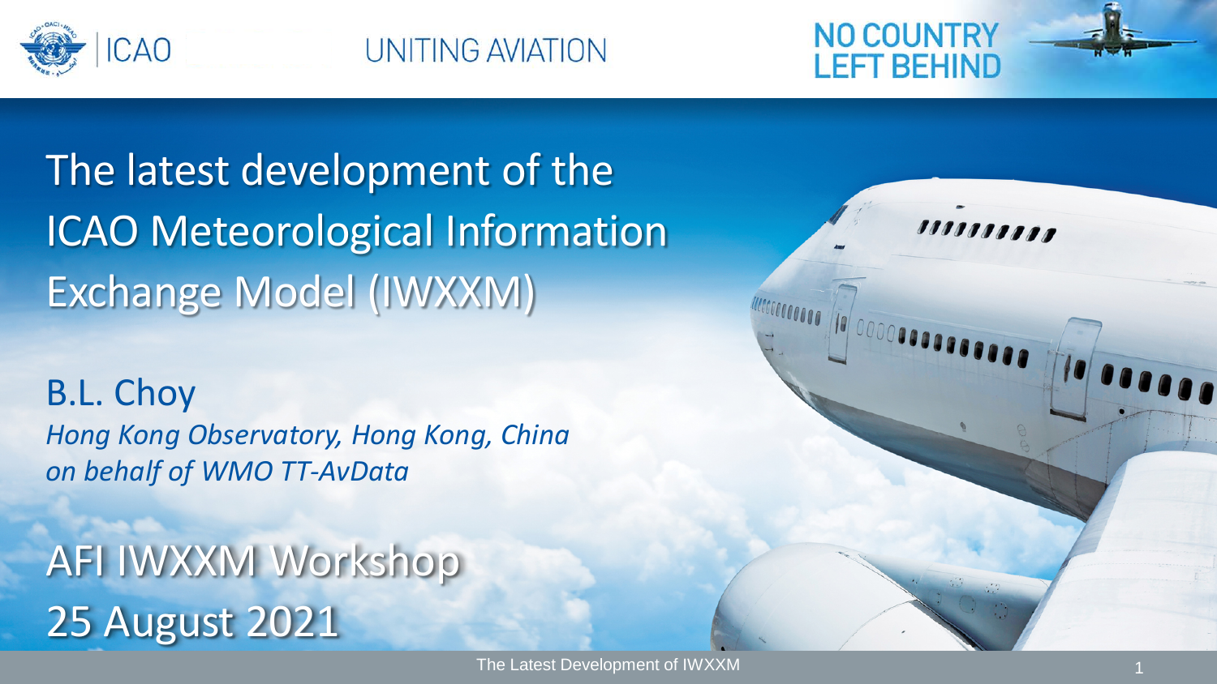ICAO | UNITING AVIATION | NO COUNTRY LEFT BEHIND

# The latest development of the ICAO Meteorological Information Exchange Model (IWXXM)

B.L. Choy

*Hong Kong Observatory, Hong Kong, China*

*on behalf of WMO TT-AvData*

## AFI IWXXM Workshop
## 25 August 2021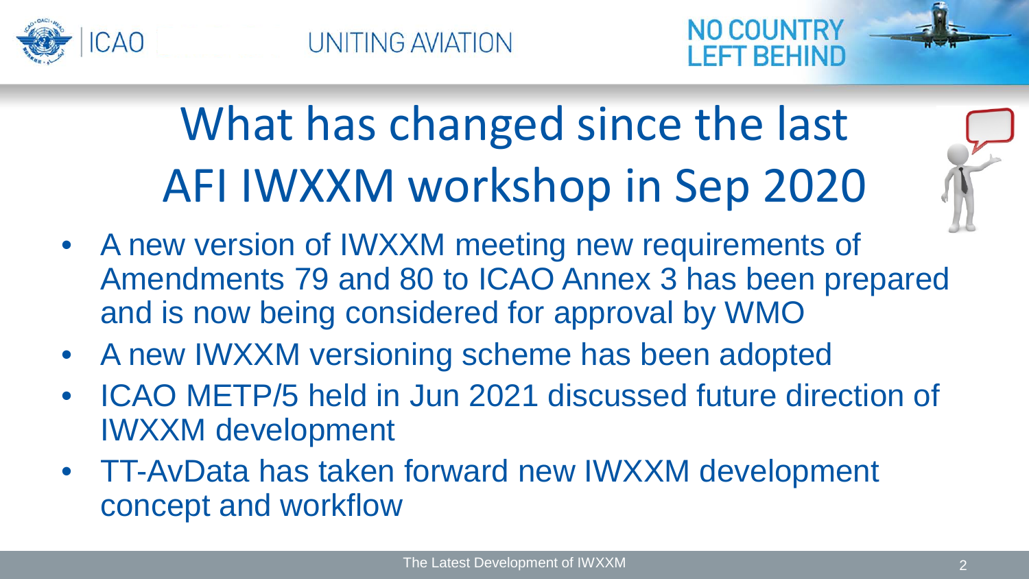# What has changed since the last AFI IWXXM workshop in Sep 2020

- A new version of IWXXM meeting new requirements of Amendments 79 and 80 to ICAO Annex 3 has been prepared and is now being considered for approval by WMO
- A new IWXXM versioning scheme has been adopted
- ICAO METP/5 held in Jun 2021 discussed future direction of IWXXM development
- TT-AvData has taken forward new IWXXM development concept and workflow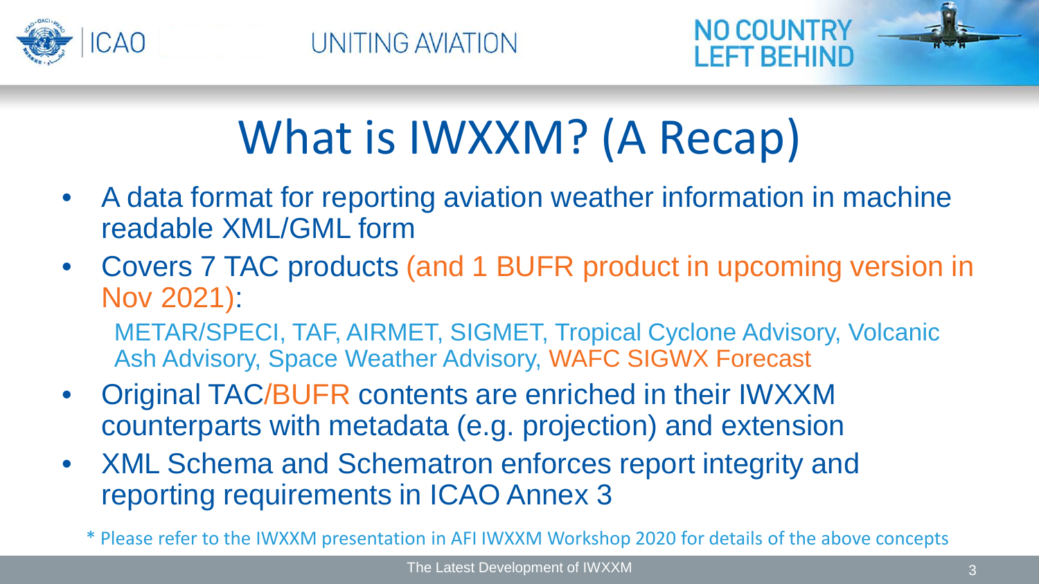# What is IWXXM? (A Recap)

- A data format for reporting aviation weather information in machine readable XML/GML form
- Covers 7 TAC products (and 1 BUFR product in upcoming version in Nov 2021):

  METAR/SPECI, TAF, AIRMET, SIGMET, Tropical Cyclone Advisory, Volcanic Ash Advisory, Space Weather Advisory, WAFC SIGWX Forecast

- Original TAC/BUFR contents are enriched in their IWXXM counterparts with metadata (e.g. projection) and extension
- XML Schema and Schematron enforces report integrity and reporting requirements in ICAO Annex 3

\* Please refer to the IWXXM presentation in AFI IWXXM Workshop 2020 for details of the above concepts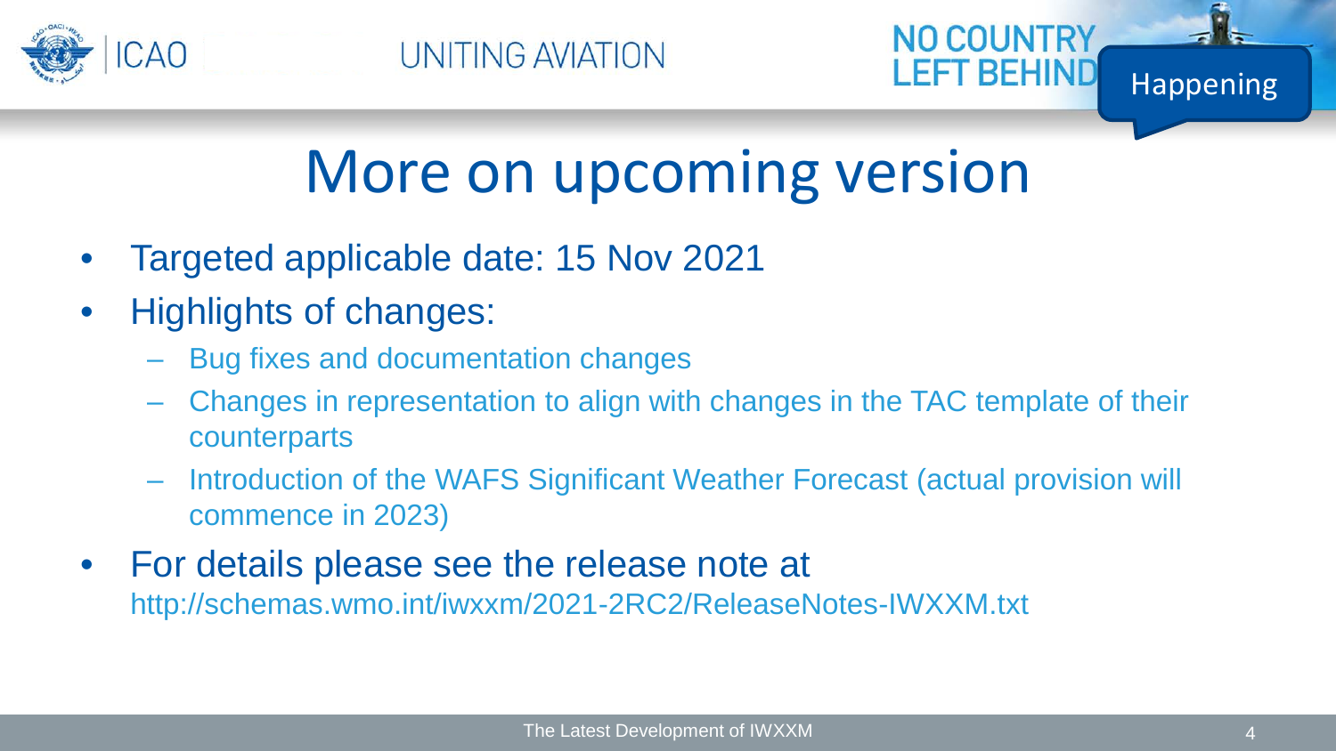# More on upcoming version

- Targeted applicable date: 15 Nov 2021
- Highlights of changes:
  - Bug fixes and documentation changes
  - Changes in representation to align with changes in the TAC template of their counterparts
  - Introduction of the WAFS Significant Weather Forecast (actual provision will commence in 2023)
- For details please see the release note at http://schemas.wmo.int/iwxxm/2021-2RC2/ReleaseNotes-IWXXM.txt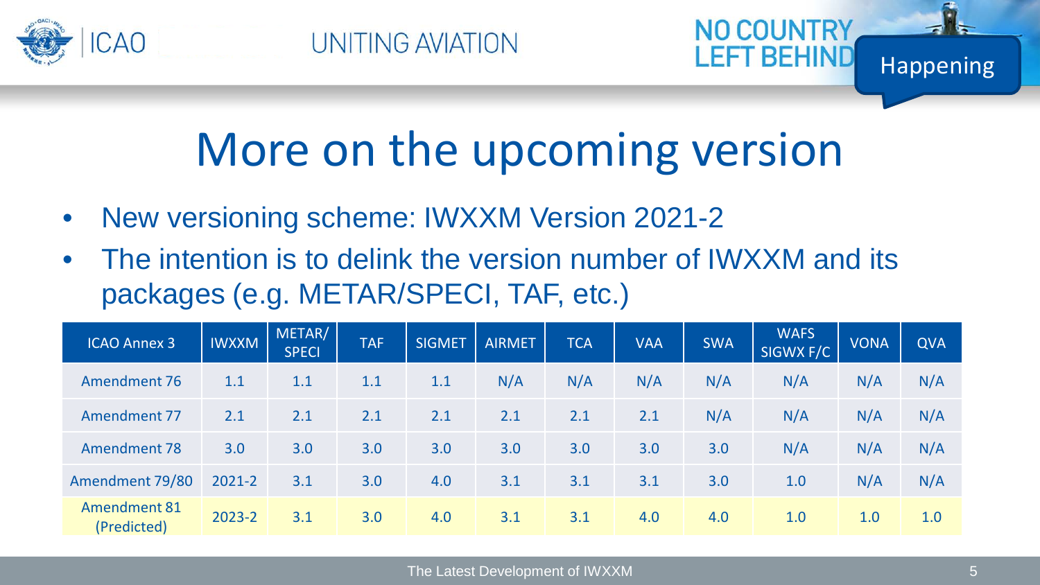# More on the upcoming version

- New versioning scheme: IWXXM Version 2021-2
- The intention is to delink the version number of IWXXM and its packages (e.g. METAR/SPECI, TAF, etc.)

| ICAO Annex 3 | IWXXM | METAR/ SPECI | TAF | SIGMET | AIRMET | TCA | VAA | SWA | WAFS SIGWX F/C | VONA | QVA |
|---|---|---|---|---|---|---|---|---|---|---|---|
| Amendment 76 | 1.1 | 1.1 | 1.1 | 1.1 | N/A | N/A | N/A | N/A | N/A | N/A | N/A |
| Amendment 77 | 2.1 | 2.1 | 2.1 | 2.1 | 2.1 | 2.1 | 2.1 | N/A | N/A | N/A | N/A |
| Amendment 78 | 3.0 | 3.0 | 3.0 | 3.0 | 3.0 | 3.0 | 3.0 | 3.0 | N/A | N/A | N/A |
| Amendment 79/80 | 2021-2 | 3.1 | 3.0 | 4.0 | 3.1 | 3.1 | 3.1 | 3.0 | 1.0 | N/A | N/A |
| Amendment 81 (Predicted) | 2023-2 | 3.1 | 3.0 | 4.0 | 3.1 | 3.1 | 4.0 | 4.0 | 1.0 | 1.0 | 1.0 |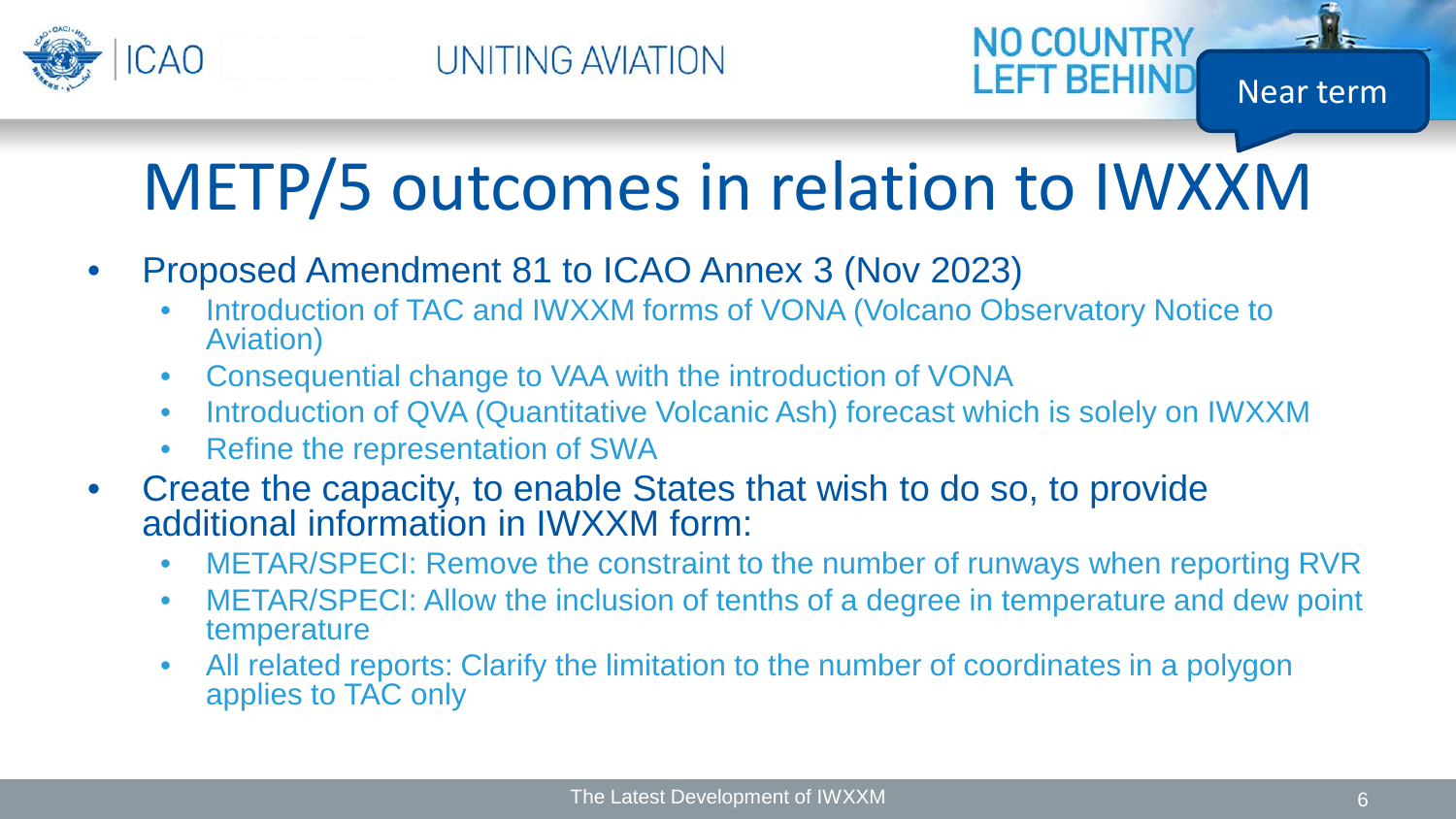Near term

# METP/5 outcomes in relation to IWXXM

- Proposed Amendment 81 to ICAO Annex 3 (Nov 2023)
  - Introduction of TAC and IWXXM forms of VONA (Volcano Observatory Notice to Aviation)
  - Consequential change to VAA with the introduction of VONA
  - Introduction of QVA (Quantitative Volcanic Ash) forecast which is solely on IWXXM
  - Refine the representation of SWA
- Create the capacity, to enable States that wish to do so, to provide additional information in IWXXM form:
  - METAR/SPECI: Remove the constraint to the number of runways when reporting RVR
  - METAR/SPECI: Allow the inclusion of tenths of a degree in temperature and dew point temperature
  - All related reports: Clarify the limitation to the number of coordinates in a polygon applies to TAC only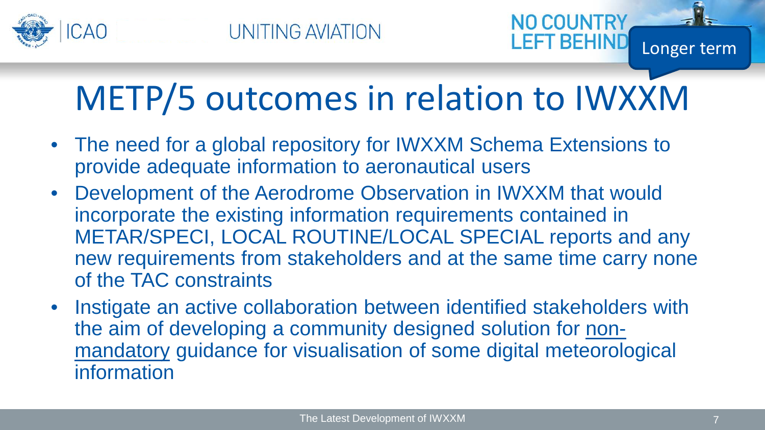Longer term

# METP/5 outcomes in relation to IWXXM

- The need for a global repository for IWXXM Schema Extensions to provide adequate information to aeronautical users
- Development of the Aerodrome Observation in IWXXM that would incorporate the existing information requirements contained in METAR/SPECI, LOCAL ROUTINE/LOCAL SPECIAL reports and any new requirements from stakeholders and at the same time carry none of the TAC constraints
- Instigate an active collaboration between identified stakeholders with the aim of developing a community designed solution for <u>non-mandatory</u> guidance for visualisation of some digital meteorological information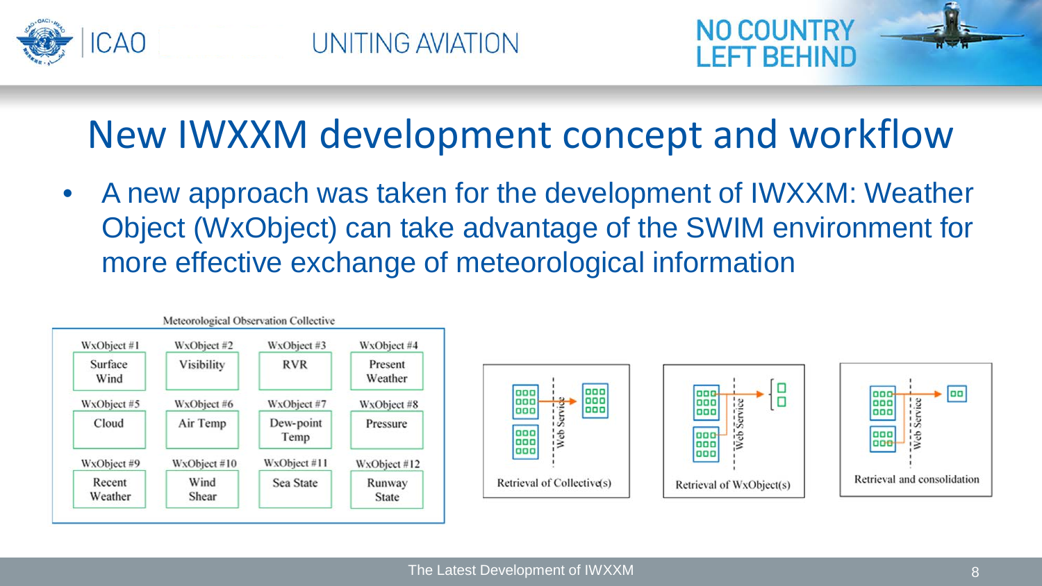# New IWXXM development concept and workflow

- A new approach was taken for the development of IWXXM: Weather Object (WxObject) can take advantage of the SWIM environment for more effective exchange of meteorological information

Meteorological Observation Collective

| WxObject #1 | WxObject #2 | WxObject #3 | WxObject #4 |
|---|---|---|---|
| Surface Wind | Visibility | RVR | Present Weather |
| WxObject #5 | WxObject #6 | WxObject #7 | WxObject #8 |
| Cloud | Air Temp | Dew-point Temp | Pressure |
| WxObject #9 | WxObject #10 | WxObject #11 | WxObject #12 |
| Recent Weather | Wind Shear | Sea State | Runway State |

Web Service — Retrieval of Collective(s)

Web Service — Retrieval of WxObject(s)

Web Service — Retrieval and consolidation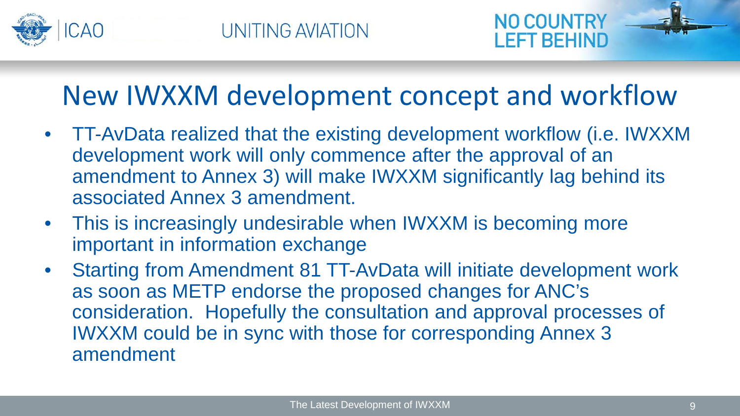# New IWXXM development concept and workflow

- TT-AvData realized that the existing development workflow (i.e. IWXXM development work will only commence after the approval of an amendment to Annex 3) will make IWXXM significantly lag behind its associated Annex 3 amendment.
- This is increasingly undesirable when IWXXM is becoming more important in information exchange
- Starting from Amendment 81 TT-AvData will initiate development work as soon as METP endorse the proposed changes for ANC's consideration. Hopefully the consultation and approval processes of IWXXM could be in sync with those for corresponding Annex 3 amendment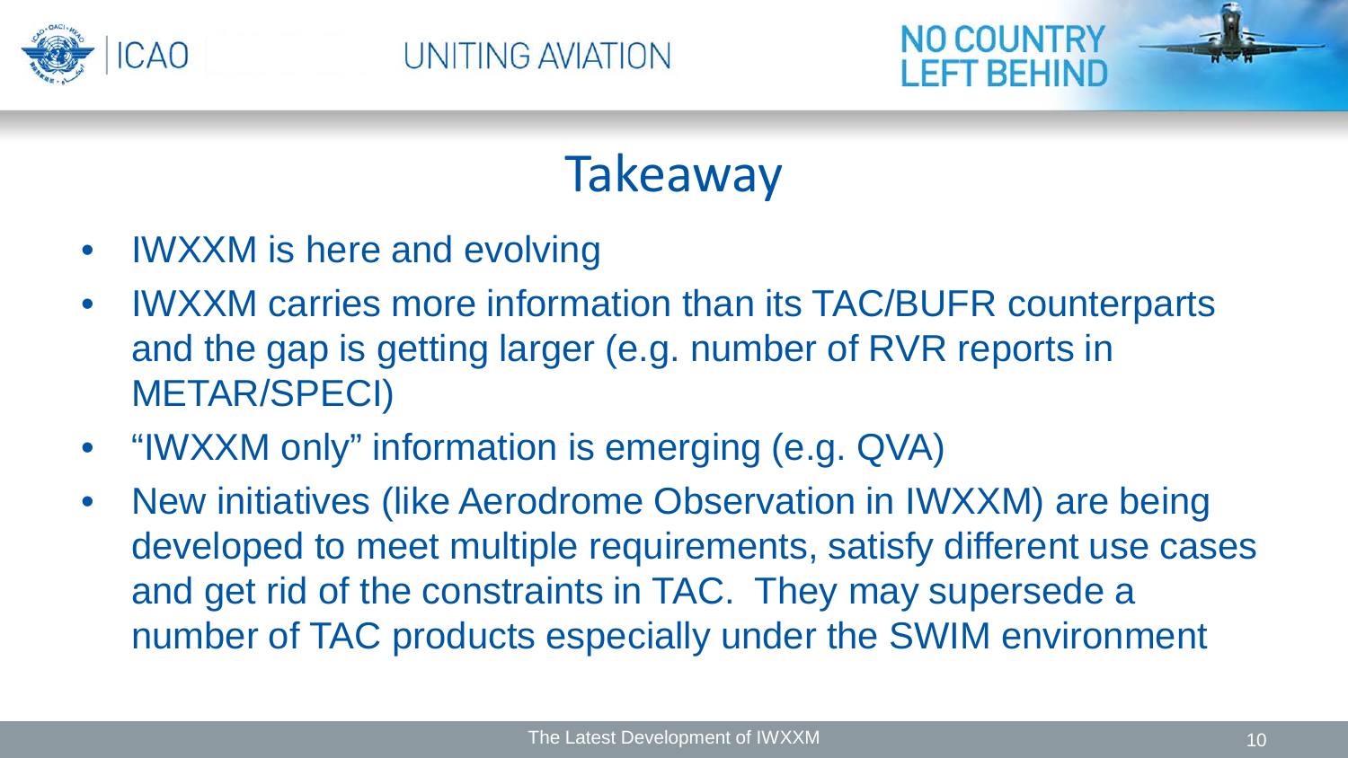# Takeaway

- IWXXM is here and evolving
- IWXXM carries more information than its TAC/BUFR counterparts and the gap is getting larger (e.g. number of RVR reports in METAR/SPECI)
- “IWXXM only” information is emerging (e.g. QVA)
- New initiatives (like Aerodrome Observation in IWXXM) are being developed to meet multiple requirements, satisfy different use cases and get rid of the constraints in TAC. They may supersede a number of TAC products especially under the SWIM environment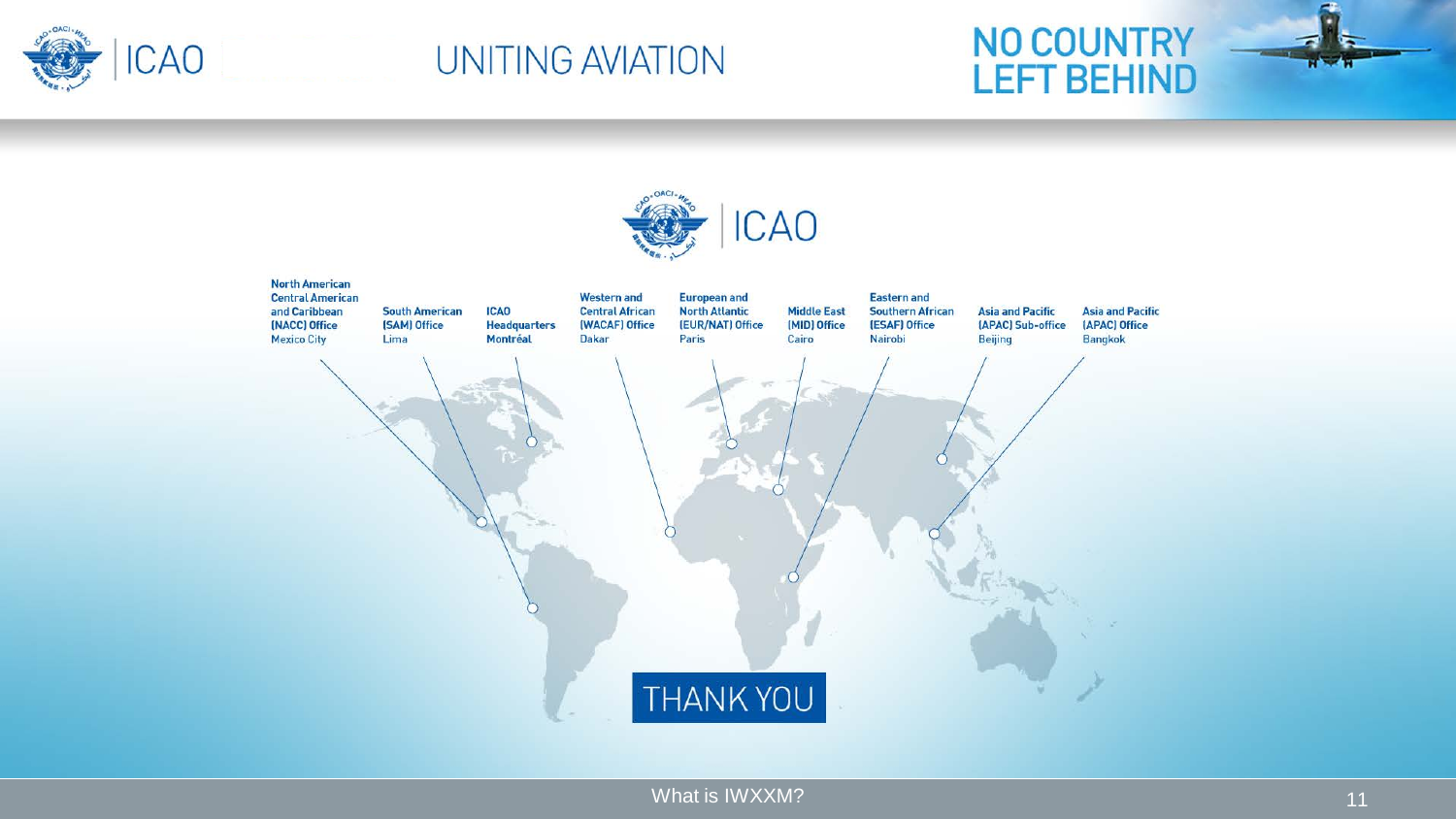ICAO

UNITING AVIATION

NO COUNTRY LEFT BEHIND

ICAO

**North American Central American and Caribbean (NACC) Office**
Mexico City

**South American (SAM) Office**
Lima

**ICAO Headquarters**
Montréal

**Western and Central African (WACAF) Office**
Dakar

**European and North Atlantic (EUR/NAT) Office**
Paris

**Middle East (MID) Office**
Cairo

**Eastern and Southern African (ESAF) Office**
Nairobi

**Asia and Pacific (APAC) Sub-office**
Beijing

**Asia and Pacific (APAC) Office**
Bangkok

THANK YOU